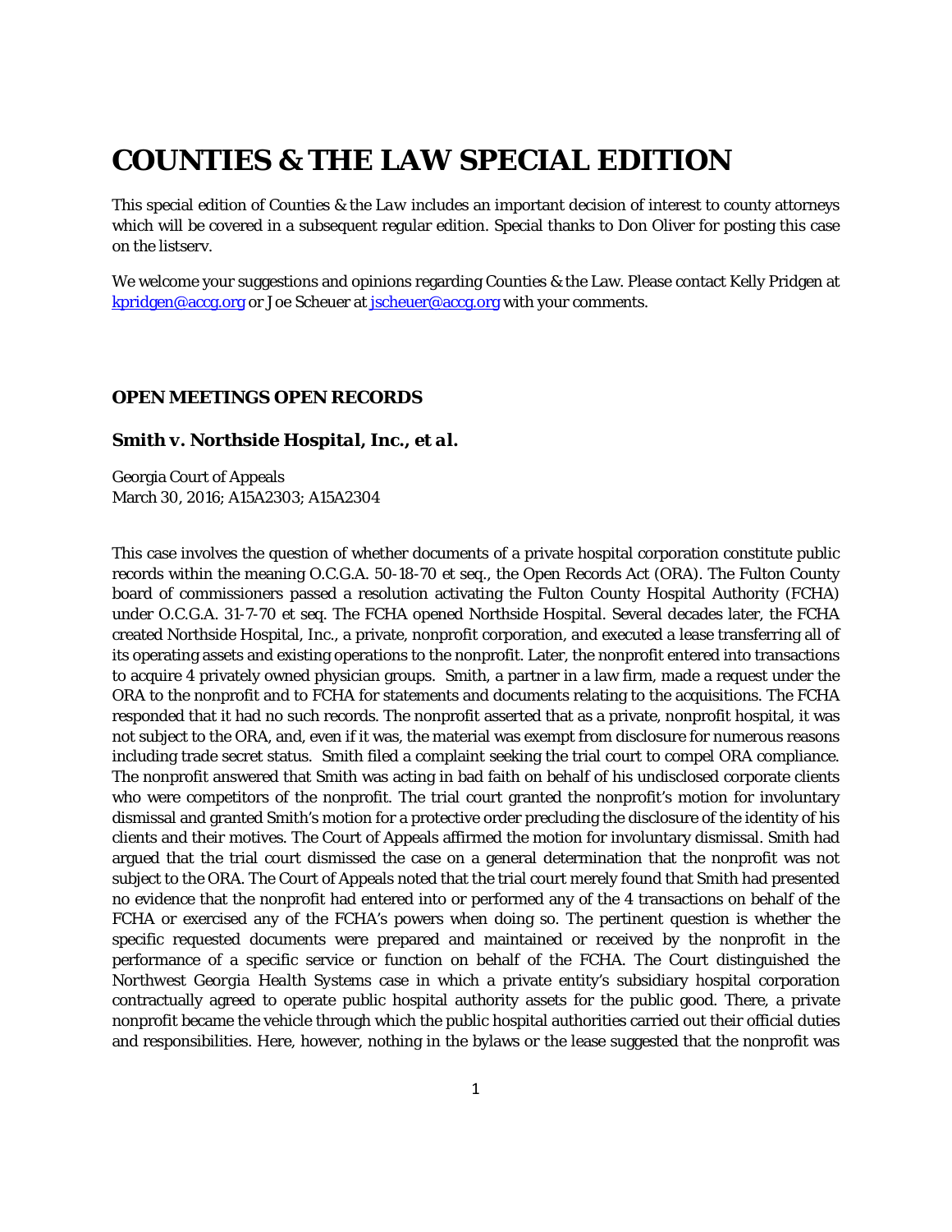# COUNTIES & THE LAW SPECIAL EDITION

This special edition of Counties & the Law includes an important decision of interest to county attorneys which will be covered in a subsequent regular edition. Special thanks to Don Oliver for posting this case on the listserv.

We welcome your suggestions and opinions regarding Counties & the Law. Please contact Kelly Pridgen at [kpridgen@accg.org](mailto:kpridgen@accg.org) or Joe Scheuer at [jscheuer@accg.org](mailto:jscheuer@accg.org) with your comments.

### OPEN MEETINGS OPEN RECORDS

#### *Smith v. Northside Hospital, Inc., et al.*

Georgia Court of Appeals
March 30, 2016; A15A2303; A15A2304

This case involves the question of whether documents of a private hospital corporation constitute public records within the meaning O.C.G.A. 50-18-70 et seq., the Open Records Act (ORA). The Fulton County board of commissioners passed a resolution activating the Fulton County Hospital Authority (FCHA) under O.C.G.A. 31-7-70 et seq. The FCHA opened Northside Hospital. Several decades later, the FCHA created Northside Hospital, Inc., a private, nonprofit corporation, and executed a lease transferring all of its operating assets and existing operations to the nonprofit. Later, the nonprofit entered into transactions to acquire 4 privately owned physician groups. Smith, a partner in a law firm, made a request under the ORA to the nonprofit and to FCHA for statements and documents relating to the acquisitions. The FCHA responded that it had no such records. The nonprofit asserted that as a private, nonprofit hospital, it was not subject to the ORA, and, even if it was, the material was exempt from disclosure for numerous reasons including trade secret status. Smith filed a complaint seeking the trial court to compel ORA compliance. The nonprofit answered that Smith was acting in bad faith on behalf of his undisclosed corporate clients who were competitors of the nonprofit. The trial court granted the nonprofit's motion for involuntary dismissal and granted Smith's motion for a protective order precluding the disclosure of the identity of his clients and their motives. The Court of Appeals affirmed the motion for involuntary dismissal. Smith had argued that the trial court dismissed the case on a general determination that the nonprofit was not subject to the ORA. The Court of Appeals noted that the trial court merely found that Smith had presented no evidence that the nonprofit had entered into or performed any of the 4 transactions on behalf of the FCHA or exercised any of the FCHA's powers when doing so. The pertinent question is whether the specific requested documents were prepared and maintained or received by the nonprofit in the performance of a specific service or function on behalf of the FCHA. The Court distinguished the Northwest Georgia Health Systems case in which a private entity's subsidiary hospital corporation contractually agreed to operate public hospital authority assets for the public good. There, a private nonprofit became the vehicle through which the public hospital authorities carried out their official duties and responsibilities. Here, however, nothing in the bylaws or the lease suggested that the nonprofit was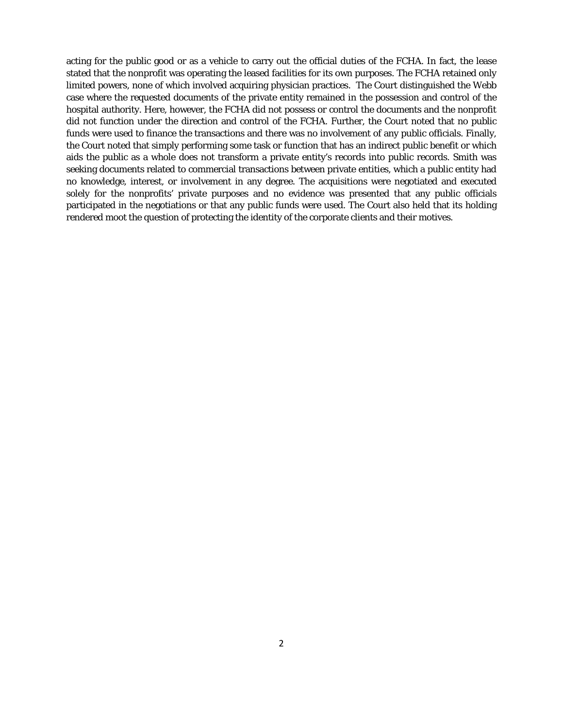acting for the public good or as a vehicle to carry out the official duties of the FCHA. In fact, the lease stated that the nonprofit was operating the leased facilities for its own purposes. The FCHA retained only limited powers, none of which involved acquiring physician practices. The Court distinguished the Webb case where the requested documents of the private entity remained in the possession and control of the hospital authority. Here, however, the FCHA did not possess or control the documents and the nonprofit did not function under the direction and control of the FCHA. Further, the Court noted that no public funds were used to finance the transactions and there was no involvement of any public officials. Finally, the Court noted that simply performing some task or function that has an indirect public benefit or which aids the public as a whole does not transform a private entity's records into public records. Smith was seeking documents related to commercial transactions between private entities, which a public entity had no knowledge, interest, or involvement in any degree. The acquisitions were negotiated and executed solely for the nonprofits' private purposes and no evidence was presented that any public officials participated in the negotiations or that any public funds were used. The Court also held that its holding rendered moot the question of protecting the identity of the corporate clients and their motives.